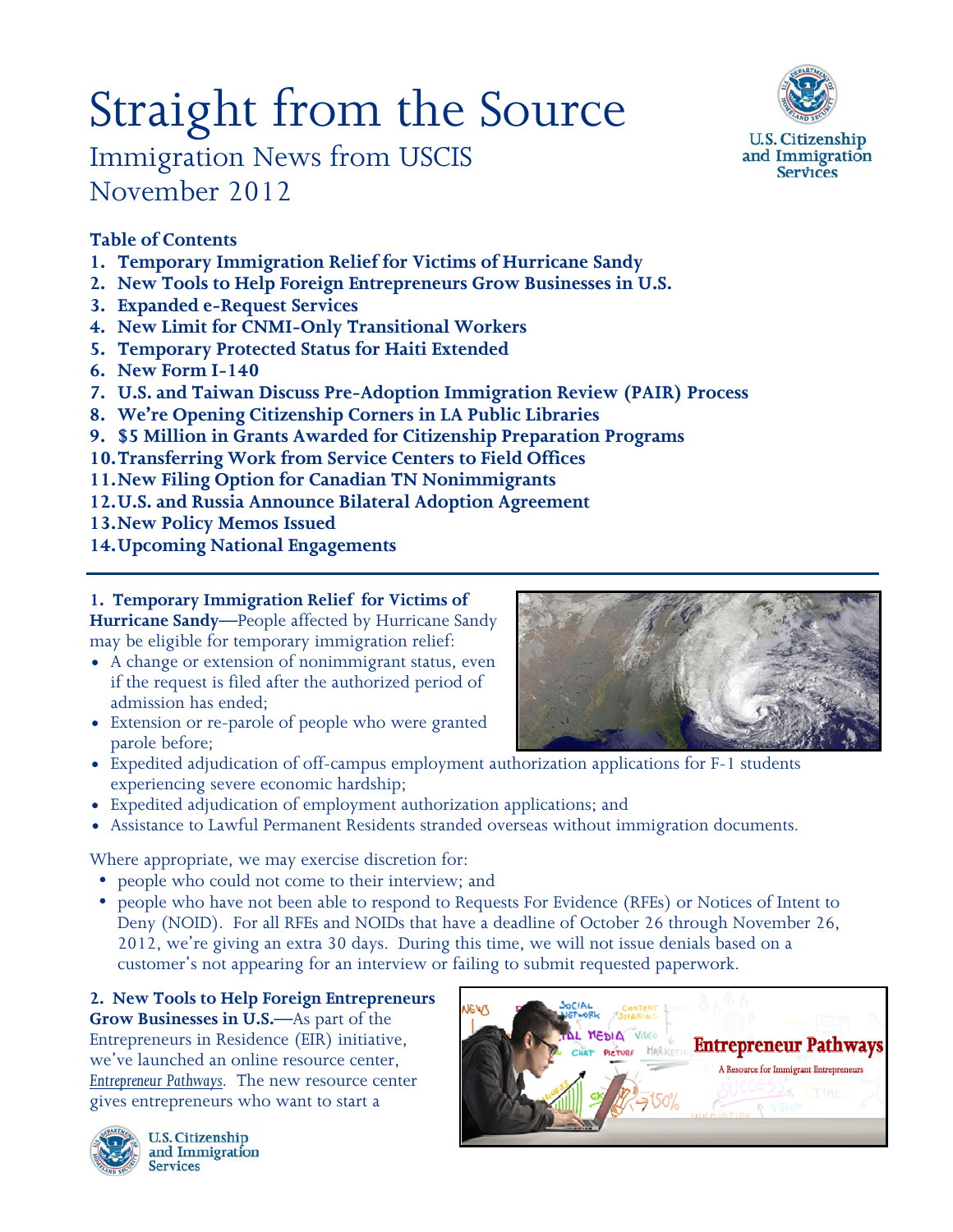# Straight from the Source

Immigration News from USCIS
November 2012

**Table of Contents**

1. **Temporary Immigration Relief for Victims of Hurricane Sandy**
2. **New Tools to Help Foreign Entrepreneurs Grow Businesses in U.S.**
3. **Expanded e-Request Services**
4. **New Limit for CNMI-Only Transitional Workers**
5. **Temporary Protected Status for Haiti Extended**
6. **New Form I-140**
7. **U.S. and Taiwan Discuss Pre-Adoption Immigration Review (PAIR) Process**
8. **We're Opening Citizenship Corners in LA Public Libraries**
9. **$5 Million in Grants Awarded for Citizenship Preparation Programs**
10. **Transferring Work from Service Centers to Field Offices**
11. **New Filing Option for Canadian TN Nonimmigrants**
12. **U.S. and Russia Announce Bilateral Adoption Agreement**
13. **New Policy Memos Issued**
14. **Upcoming National Engagements**

---

**1. Temporary Immigration Relief for Victims of Hurricane Sandy**—People affected by Hurricane Sandy may be eligible for temporary immigration relief:

- A change or extension of nonimmigrant status, even if the request is filed after the authorized period of admission has ended;
- Extension or re-parole of people who were granted parole before;
- Expedited adjudication of off-campus employment authorization applications for F-1 students experiencing severe economic hardship;
- Expedited adjudication of employment authorization applications; and
- Assistance to Lawful Permanent Residents stranded overseas without immigration documents.

Where appropriate, we may exercise discretion for:

- people who could not come to their interview; and
- people who have not been able to respond to Requests For Evidence (RFEs) or Notices of Intent to Deny (NOID). For all RFEs and NOIDs that have a deadline of October 26 through November 26, 2012, we're giving an extra 30 days. During this time, we will not issue denials based on a customer's not appearing for an interview or failing to submit requested paperwork.

**2. New Tools to Help Foreign Entrepreneurs Grow Businesses in U.S.**—As part of the Entrepreneurs in Residence (EIR) initiative, we've launched an online resource center, *Entrepreneur Pathways*. The new resource center gives entrepreneurs who want to start a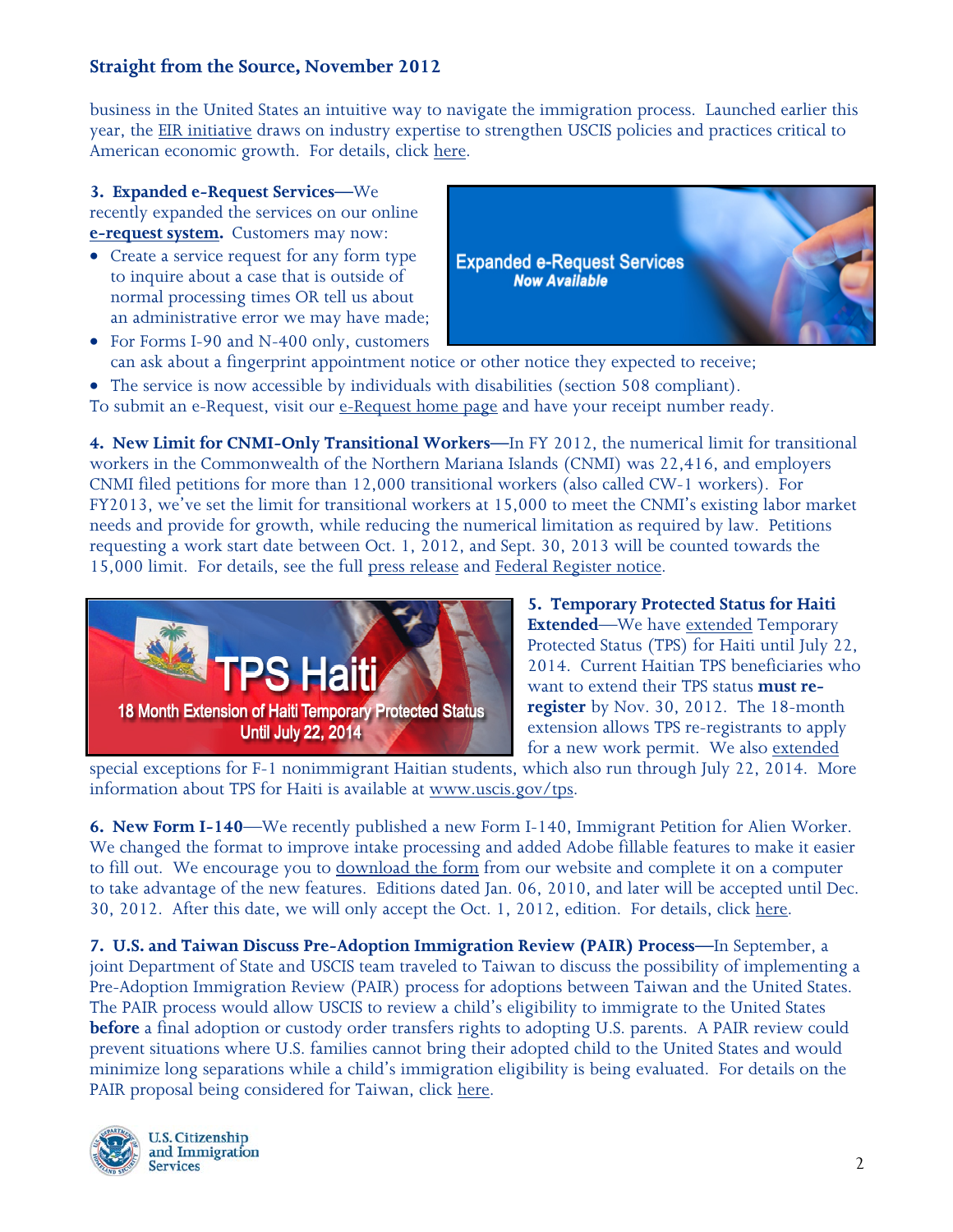business in the United States an intuitive way to navigate the immigration process. Launched earlier this year, the EIR initiative draws on industry expertise to strengthen USCIS policies and practices critical to American economic growth. For details, click here.

**3. Expanded e-Request Services**—We recently expanded the services on our online **e-request system.** Customers may now:

- Create a service request for any form type to inquire about a case that is outside of normal processing times OR tell us about an administrative error we may have made;
- For Forms I-90 and N-400 only, customers can ask about a fingerprint appointment notice or other notice they expected to receive;
- The service is now accessible by individuals with disabilities (section 508 compliant).

To submit an e-Request, visit our e-Request home page and have your receipt number ready.

**4. New Limit for CNMI-Only Transitional Workers**—In FY 2012, the numerical limit for transitional workers in the Commonwealth of the Northern Mariana Islands (CNMI) was 22,416, and employers CNMI filed petitions for more than 12,000 transitional workers (also called CW-1 workers). For FY2013, we've set the limit for transitional workers at 15,000 to meet the CNMI's existing labor market needs and provide for growth, while reducing the numerical limitation as required by law. Petitions requesting a work start date between Oct. 1, 2012, and Sept. 30, 2013 will be counted towards the 15,000 limit. For details, see the full press release and Federal Register notice.

**5. Temporary Protected Status for Haiti Extended**—We have extended Temporary Protected Status (TPS) for Haiti until July 22, 2014. Current Haitian TPS beneficiaries who want to extend their TPS status **must re-register** by Nov. 30, 2012. The 18-month extension allows TPS re-registrants to apply for a new work permit. We also extended special exceptions for F-1 nonimmigrant Haitian students, which also run through July 22, 2014. More information about TPS for Haiti is available at www.uscis.gov/tps.

**6. New Form I-140**—We recently published a new Form I-140, Immigrant Petition for Alien Worker. We changed the format to improve intake processing and added Adobe fillable features to make it easier to fill out. We encourage you to download the form from our website and complete it on a computer to take advantage of the new features. Editions dated Jan. 06, 2010, and later will be accepted until Dec. 30, 2012. After this date, we will only accept the Oct. 1, 2012, edition. For details, click here.

**7. U.S. and Taiwan Discuss Pre-Adoption Immigration Review (PAIR) Process**—In September, a joint Department of State and USCIS team traveled to Taiwan to discuss the possibility of implementing a Pre-Adoption Immigration Review (PAIR) process for adoptions between Taiwan and the United States. The PAIR process would allow USCIS to review a child's eligibility to immigrate to the United States **before** a final adoption or custody order transfers rights to adopting U.S. parents. A PAIR review could prevent situations where U.S. families cannot bring their adopted child to the United States and would minimize long separations while a child's immigration eligibility is being evaluated. For details on the PAIR proposal being considered for Taiwan, click here.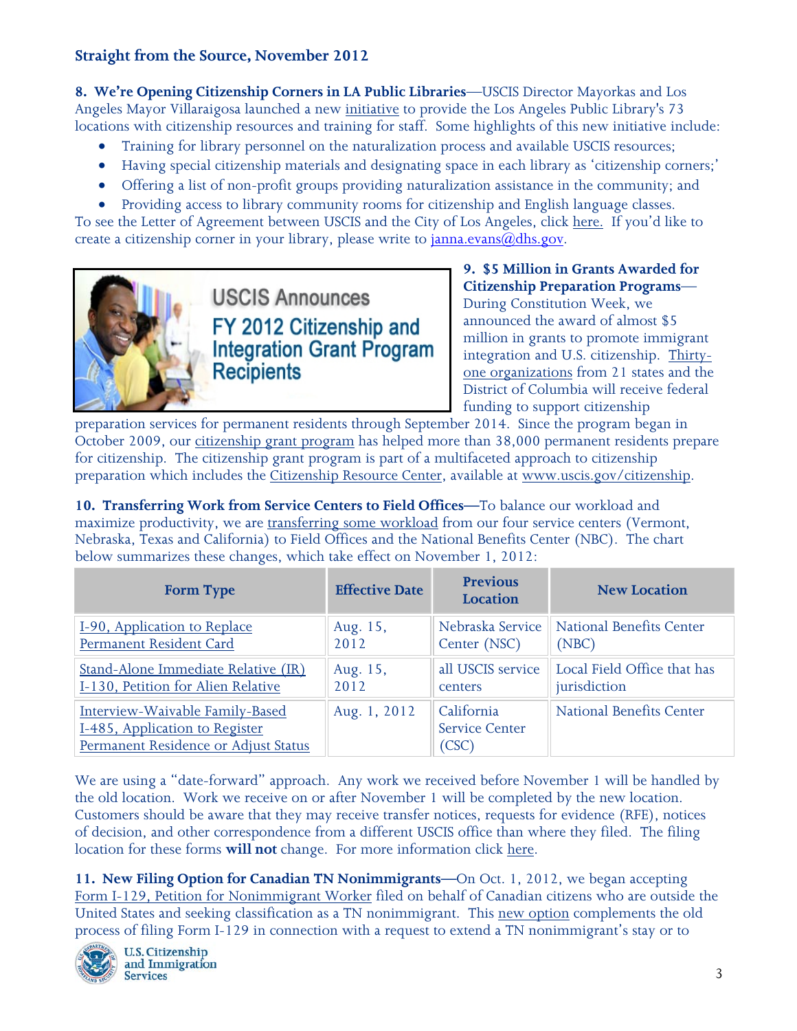## Straight from the Source, November 2012

**8. We're Opening Citizenship Corners in LA Public Libraries**—USCIS Director Mayorkas and Los Angeles Mayor Villaraigosa launched a new initiative to provide the Los Angeles Public Library's 73 locations with citizenship resources and training for staff. Some highlights of this new initiative include:

- Training for library personnel on the naturalization process and available USCIS resources;
- Having special citizenship materials and designating space in each library as 'citizenship corners;'
- Offering a list of non-profit groups providing naturalization assistance in the community; and
- Providing access to library community rooms for citizenship and English language classes.

To see the Letter of Agreement between USCIS and the City of Los Angeles, click here. If you'd like to create a citizenship corner in your library, please write to janna.evans@dhs.gov.

USCIS Announces FY 2012 Citizenship and Integration Grant Program Recipients

**9. $5 Million in Grants Awarded for Citizenship Preparation Programs**—During Constitution Week, we announced the award of almost $5 million in grants to promote immigrant integration and U.S. citizenship. Thirty-one organizations from 21 states and the District of Columbia will receive federal funding to support citizenship preparation services for permanent residents through September 2014. Since the program began in October 2009, our citizenship grant program has helped more than 38,000 permanent residents prepare for citizenship. The citizenship grant program is part of a multifaceted approach to citizenship preparation which includes the Citizenship Resource Center, available at www.uscis.gov/citizenship.

**10. Transferring Work from Service Centers to Field Offices**—To balance our workload and maximize productivity, we are transferring some workload from our four service centers (Vermont, Nebraska, Texas and California) to Field Offices and the National Benefits Center (NBC). The chart below summarizes these changes, which take effect on November 1, 2012:

| Form Type | Effective Date | Previous Location | New Location |
|---|---|---|---|
| I-90, Application to Replace Permanent Resident Card | Aug. 15, 2012 | Nebraska Service Center (NSC) | National Benefits Center (NBC) |
| Stand-Alone Immediate Relative (IR) I-130, Petition for Alien Relative | Aug. 15, 2012 | all USCIS service centers | Local Field Office that has jurisdiction |
| Interview-Waivable Family-Based I-485, Application to Register Permanent Residence or Adjust Status | Aug. 1, 2012 | California Service Center (CSC) | National Benefits Center |

We are using a "date-forward" approach. Any work we received before November 1 will be handled by the old location. Work we receive on or after November 1 will be completed by the new location. Customers should be aware that they may receive transfer notices, requests for evidence (RFE), notices of decision, and other correspondence from a different USCIS office than where they filed. The filing location for these forms **will not** change. For more information click here.

**11. New Filing Option for Canadian TN Nonimmigrants**—On Oct. 1, 2012, we began accepting Form I-129, Petition for Nonimmigrant Worker filed on behalf of Canadian citizens who are outside the United States and seeking classification as a TN nonimmigrant. This new option complements the old process of filing Form I-129 in connection with a request to extend a TN nonimmigrant's stay or to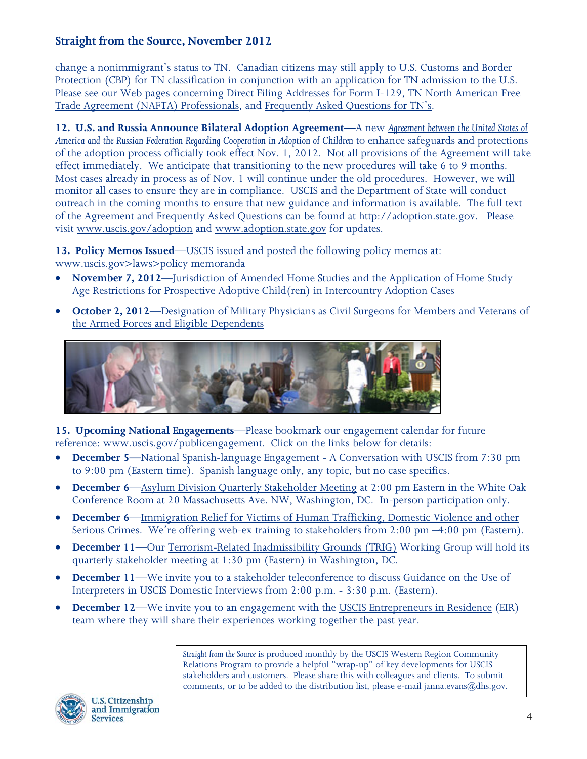change a nonimmigrant's status to TN. Canadian citizens may still apply to U.S. Customs and Border Protection (CBP) for TN classification in conjunction with an application for TN admission to the U.S. Please see our Web pages concerning Direct Filing Addresses for Form I-129, TN North American Free Trade Agreement (NAFTA) Professionals, and Frequently Asked Questions for TN's.

**12. U.S. and Russia Announce Bilateral Adoption Agreement**—A new *Agreement between the United States of America and the Russian Federation Regarding Cooperation in Adoption of Children* to enhance safeguards and protections of the adoption process officially took effect Nov. 1, 2012. Not all provisions of the Agreement will take effect immediately. We anticipate that transitioning to the new procedures will take 6 to 9 months. Most cases already in process as of Nov. 1 will continue under the old procedures. However, we will monitor all cases to ensure they are in compliance. USCIS and the Department of State will conduct outreach in the coming months to ensure that new guidance and information is available. The full text of the Agreement and Frequently Asked Questions can be found at http://adoption.state.gov. Please visit www.uscis.gov/adoption and www.adoption.state.gov for updates.

**13. Policy Memos Issued**—USCIS issued and posted the following policy memos at: www.uscis.gov>laws>policy memoranda

- **November 7, 2012**—Jurisdiction of Amended Home Studies and the Application of Home Study Age Restrictions for Prospective Adoptive Child(ren) in Intercountry Adoption Cases
- **October 2, 2012**—Designation of Military Physicians as Civil Surgeons for Members and Veterans of the Armed Forces and Eligible Dependents

**15. Upcoming National Engagements**—Please bookmark our engagement calendar for future reference: www.uscis.gov/publicengagement. Click on the links below for details:

- **December 5**—National Spanish-language Engagement - A Conversation with USCIS from 7:30 pm to 9:00 pm (Eastern time). Spanish language only, any topic, but no case specifics.
- **December 6**—Asylum Division Quarterly Stakeholder Meeting at 2:00 pm Eastern in the White Oak Conference Room at 20 Massachusetts Ave. NW, Washington, DC. In-person participation only.
- **December 6**—Immigration Relief for Victims of Human Trafficking, Domestic Violence and other Serious Crimes. We're offering web-ex training to stakeholders from 2:00 pm –4:00 pm (Eastern).
- **December 11**—Our Terrorism-Related Inadmissibility Grounds (TRIG) Working Group will hold its quarterly stakeholder meeting at 1:30 pm (Eastern) in Washington, DC.
- **December 11**—We invite you to a stakeholder teleconference to discuss Guidance on the Use of Interpreters in USCIS Domestic Interviews from 2:00 p.m. - 3:30 p.m. (Eastern).
- **December 12**—We invite you to an engagement with the USCIS Entrepreneurs in Residence (EIR) team where they will share their experiences working together the past year.

*Straight from the Source* is produced monthly by the USCIS Western Region Community Relations Program to provide a helpful "wrap-up" of key developments for USCIS stakeholders and customers. Please share this with colleagues and clients. To submit comments, or to be added to the distribution list, please e-mail janna.evans@dhs.gov.